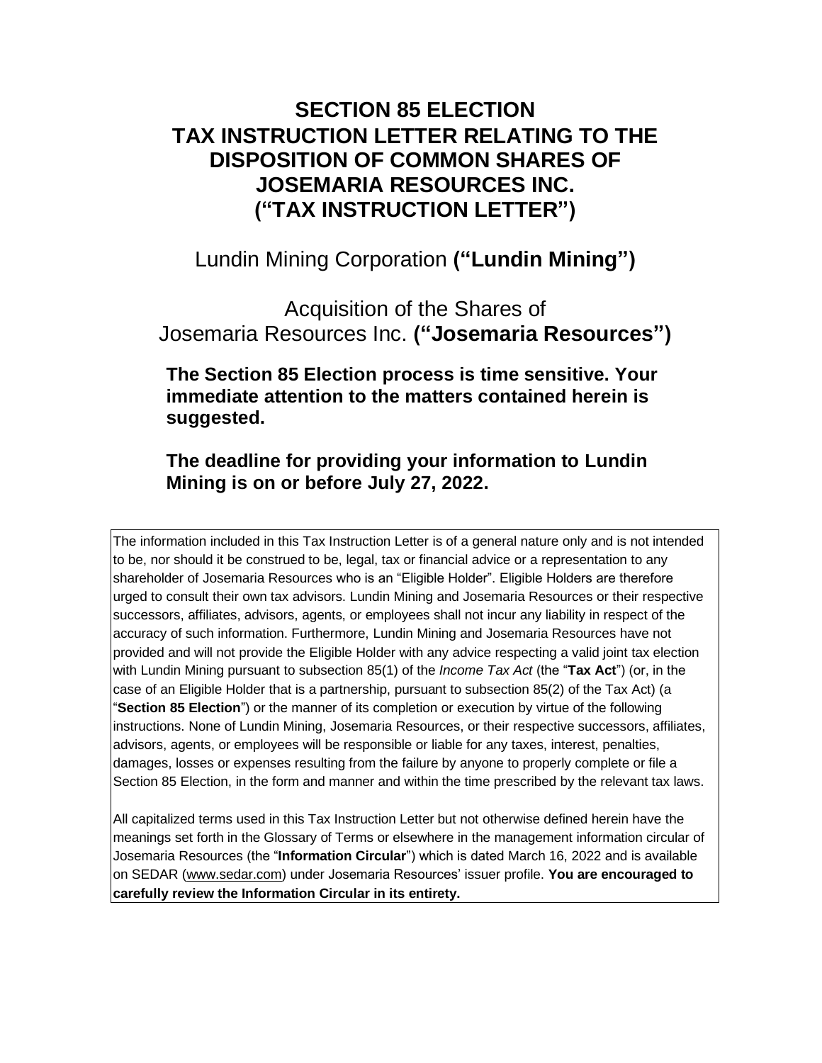# SECTION 85 ELECTION TAX INSTRUCTION LETTER RELATING TO THE DISPOSITION OF COMMON SHARES OF JOSEMARIA RESOURCES INC. (“TAX INSTRUCTION LETTER”)

## Lundin Mining Corporation **(“Lundin Mining”)**

## Acquisition of the Shares of Josemaria Resources Inc. **(“Josemaria Resources”)**

**The Section 85 Election process is time sensitive. Your immediate attention to the matters contained herein is suggested.**

**The deadline for providing your information to Lundin Mining is on or before July 27, 2022.**

The information included in this Tax Instruction Letter is of a general nature only and is not intended to be, nor should it be construed to be, legal, tax or financial advice or a representation to any shareholder of Josemaria Resources who is an “Eligible Holder”. Eligible Holders are therefore urged to consult their own tax advisors. Lundin Mining and Josemaria Resources or their respective successors, affiliates, advisors, agents, or employees shall not incur any liability in respect of the accuracy of such information. Furthermore, Lundin Mining and Josemaria Resources have not provided and will not provide the Eligible Holder with any advice respecting a valid joint tax election with Lundin Mining pursuant to subsection 85(1) of the *Income Tax Act* (the “**Tax Act**”) (or, in the case of an Eligible Holder that is a partnership, pursuant to subsection 85(2) of the Tax Act) (a “**Section 85 Election**”) or the manner of its completion or execution by virtue of the following instructions. None of Lundin Mining, Josemaria Resources, or their respective successors, affiliates, advisors, agents, or employees will be responsible or liable for any taxes, interest, penalties, damages, losses or expenses resulting from the failure by anyone to properly complete or file a Section 85 Election, in the form and manner and within the time prescribed by the relevant tax laws.

All capitalized terms used in this Tax Instruction Letter but not otherwise defined herein have the meanings set forth in the Glossary of Terms or elsewhere in the management information circular of Josemaria Resources (the “**Information Circular**”) which is dated March 16, 2022 and is available on SEDAR (www.sedar.com) under Josemaria Resources’ issuer profile. **You are encouraged to carefully review the Information Circular in its entirety.**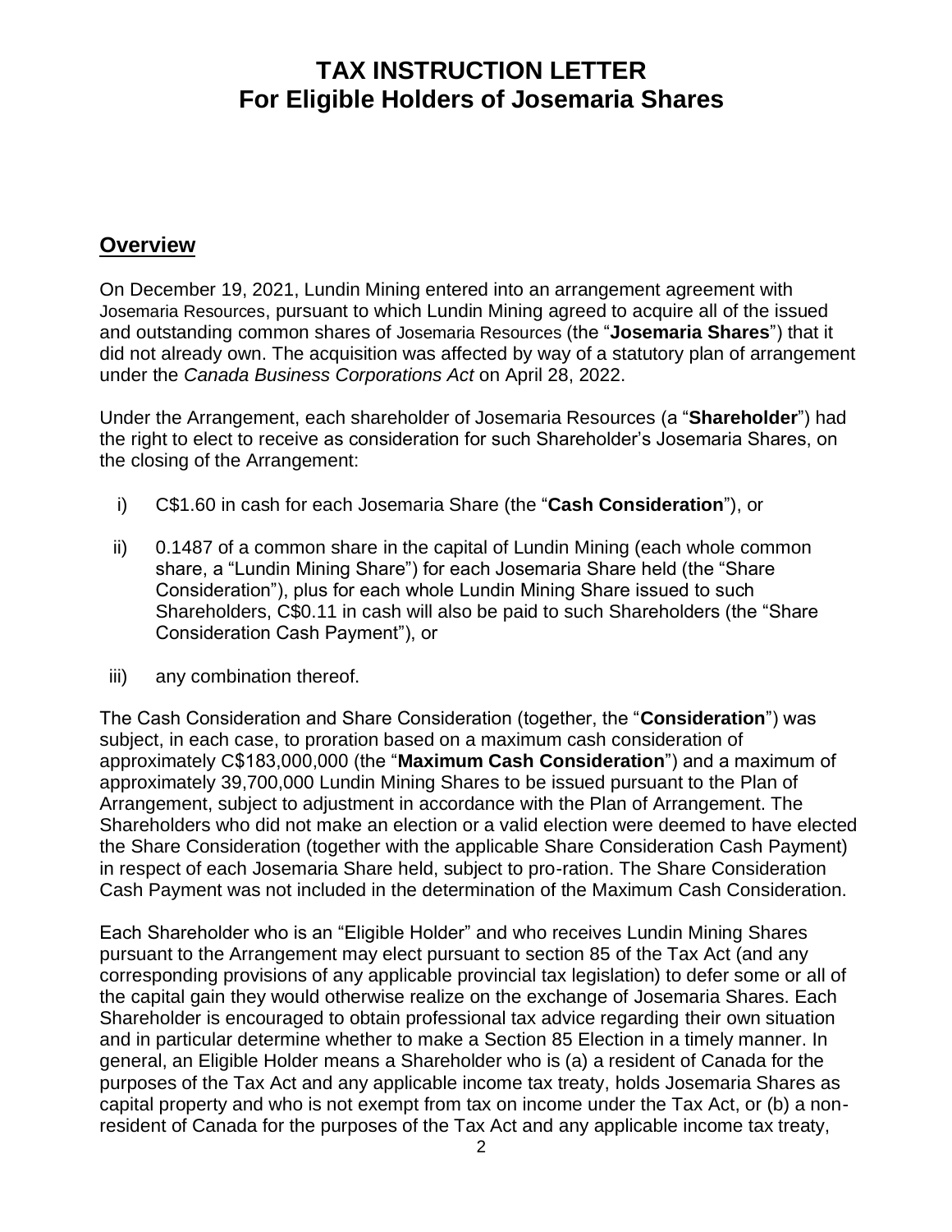# TAX INSTRUCTION LETTER
# For Eligible Holders of Josemaria Shares

## Overview

On December 19, 2021, Lundin Mining entered into an arrangement agreement with Josemaria Resources, pursuant to which Lundin Mining agreed to acquire all of the issued and outstanding common shares of Josemaria Resources (the "**Josemaria Shares**") that it did not already own. The acquisition was affected by way of a statutory plan of arrangement under the *Canada Business Corporations Act* on April 28, 2022.

Under the Arrangement, each shareholder of Josemaria Resources (a "**Shareholder**") had the right to elect to receive as consideration for such Shareholder's Josemaria Shares, on the closing of the Arrangement:

i) C$1.60 in cash for each Josemaria Share (the "**Cash Consideration**"), or

ii) 0.1487 of a common share in the capital of Lundin Mining (each whole common share, a "Lundin Mining Share") for each Josemaria Share held (the "Share Consideration"), plus for each whole Lundin Mining Share issued to such Shareholders, C$0.11 in cash will also be paid to such Shareholders (the "Share Consideration Cash Payment"), or

iii) any combination thereof.

The Cash Consideration and Share Consideration (together, the "**Consideration**") was subject, in each case, to proration based on a maximum cash consideration of approximately C$183,000,000 (the "**Maximum Cash Consideration**") and a maximum of approximately 39,700,000 Lundin Mining Shares to be issued pursuant to the Plan of Arrangement, subject to adjustment in accordance with the Plan of Arrangement. The Shareholders who did not make an election or a valid election were deemed to have elected the Share Consideration (together with the applicable Share Consideration Cash Payment) in respect of each Josemaria Share held, subject to pro-ration. The Share Consideration Cash Payment was not included in the determination of the Maximum Cash Consideration.

Each Shareholder who is an "Eligible Holder" and who receives Lundin Mining Shares pursuant to the Arrangement may elect pursuant to section 85 of the Tax Act (and any corresponding provisions of any applicable provincial tax legislation) to defer some or all of the capital gain they would otherwise realize on the exchange of Josemaria Shares. Each Shareholder is encouraged to obtain professional tax advice regarding their own situation and in particular determine whether to make a Section 85 Election in a timely manner. In general, an Eligible Holder means a Shareholder who is (a) a resident of Canada for the purposes of the Tax Act and any applicable income tax treaty, holds Josemaria Shares as capital property and who is not exempt from tax on income under the Tax Act, or (b) a non-resident of Canada for the purposes of the Tax Act and any applicable income tax treaty,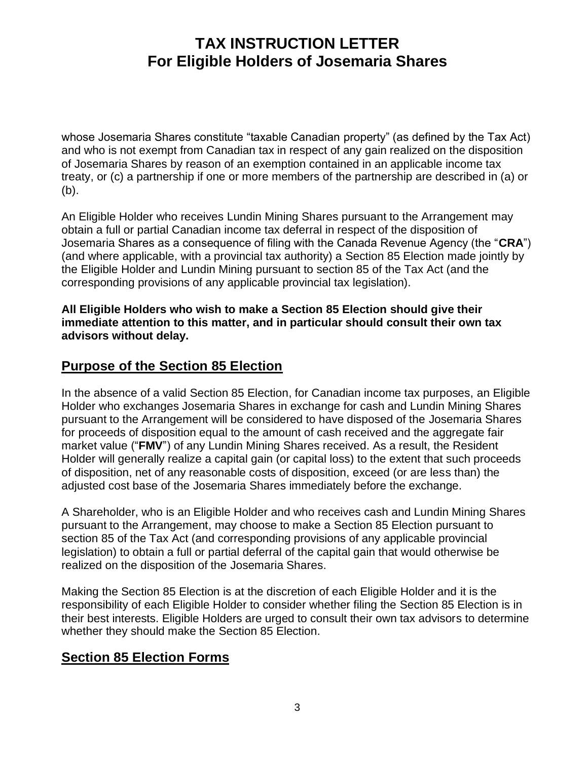whose Josemaria Shares constitute "taxable Canadian property" (as defined by the Tax Act) and who is not exempt from Canadian tax in respect of any gain realized on the disposition of Josemaria Shares by reason of an exemption contained in an applicable income tax treaty, or (c) a partnership if one or more members of the partnership are described in (a) or (b).

An Eligible Holder who receives Lundin Mining Shares pursuant to the Arrangement may obtain a full or partial Canadian income tax deferral in respect of the disposition of Josemaria Shares as a consequence of filing with the Canada Revenue Agency (the "**CRA**") (and where applicable, with a provincial tax authority) a Section 85 Election made jointly by the Eligible Holder and Lundin Mining pursuant to section 85 of the Tax Act (and the corresponding provisions of any applicable provincial tax legislation).

**All Eligible Holders who wish to make a Section 85 Election should give their immediate attention to this matter, and in particular should consult their own tax advisors without delay.**

## Purpose of the Section 85 Election

In the absence of a valid Section 85 Election, for Canadian income tax purposes, an Eligible Holder who exchanges Josemaria Shares in exchange for cash and Lundin Mining Shares pursuant to the Arrangement will be considered to have disposed of the Josemaria Shares for proceeds of disposition equal to the amount of cash received and the aggregate fair market value ("**FMV**") of any Lundin Mining Shares received. As a result, the Resident Holder will generally realize a capital gain (or capital loss) to the extent that such proceeds of disposition, net of any reasonable costs of disposition, exceed (or are less than) the adjusted cost base of the Josemaria Shares immediately before the exchange.

A Shareholder, who is an Eligible Holder and who receives cash and Lundin Mining Shares pursuant to the Arrangement, may choose to make a Section 85 Election pursuant to section 85 of the Tax Act (and corresponding provisions of any applicable provincial legislation) to obtain a full or partial deferral of the capital gain that would otherwise be realized on the disposition of the Josemaria Shares.

Making the Section 85 Election is at the discretion of each Eligible Holder and it is the responsibility of each Eligible Holder to consider whether filing the Section 85 Election is in their best interests. Eligible Holders are urged to consult their own tax advisors to determine whether they should make the Section 85 Election.

## Section 85 Election Forms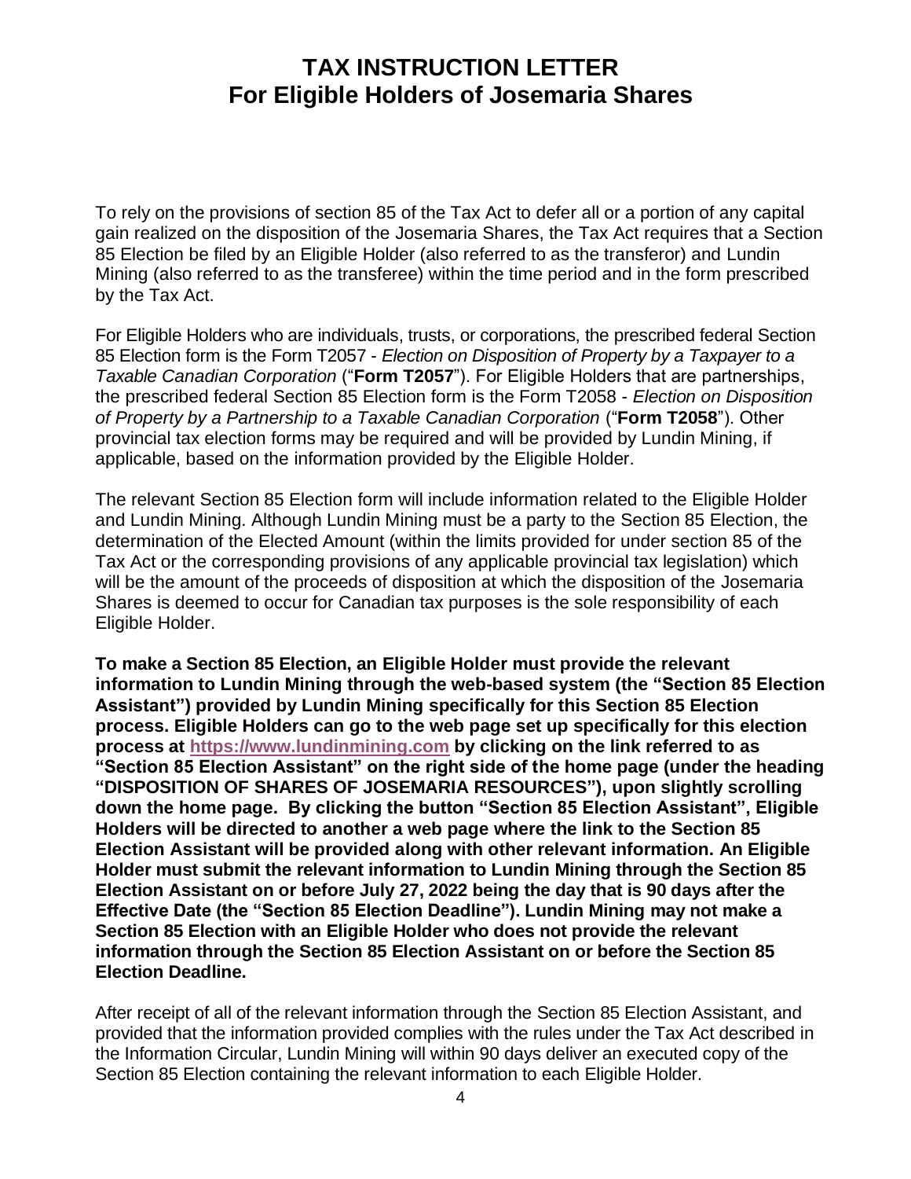# TAX INSTRUCTION LETTER
# For Eligible Holders of Josemaria Shares

To rely on the provisions of section 85 of the Tax Act to defer all or a portion of any capital gain realized on the disposition of the Josemaria Shares, the Tax Act requires that a Section 85 Election be filed by an Eligible Holder (also referred to as the transferor) and Lundin Mining (also referred to as the transferee) within the time period and in the form prescribed by the Tax Act.

For Eligible Holders who are individuals, trusts, or corporations, the prescribed federal Section 85 Election form is the Form T2057 - *Election on Disposition of Property by a Taxpayer to a Taxable Canadian Corporation* ("**Form T2057**"). For Eligible Holders that are partnerships, the prescribed federal Section 85 Election form is the Form T2058 - *Election on Disposition of Property by a Partnership to a Taxable Canadian Corporation* ("**Form T2058**"). Other provincial tax election forms may be required and will be provided by Lundin Mining, if applicable, based on the information provided by the Eligible Holder.

The relevant Section 85 Election form will include information related to the Eligible Holder and Lundin Mining. Although Lundin Mining must be a party to the Section 85 Election, the determination of the Elected Amount (within the limits provided for under section 85 of the Tax Act or the corresponding provisions of any applicable provincial tax legislation) which will be the amount of the proceeds of disposition at which the disposition of the Josemaria Shares is deemed to occur for Canadian tax purposes is the sole responsibility of each Eligible Holder.

**To make a Section 85 Election, an Eligible Holder must provide the relevant information to Lundin Mining through the web-based system (the "Section 85 Election Assistant") provided by Lundin Mining specifically for this Section 85 Election process. Eligible Holders can go to the web page set up specifically for this election process at [https://www.lundinmining.com](https://www.lundinmining.com) by clicking on the link referred to as "Section 85 Election Assistant" on the right side of the home page (under the heading "DISPOSITION OF SHARES OF JOSEMARIA RESOURCES"), upon slightly scrolling down the home page. By clicking the button "Section 85 Election Assistant", Eligible Holders will be directed to another a web page where the link to the Section 85 Election Assistant will be provided along with other relevant information. An Eligible Holder must submit the relevant information to Lundin Mining through the Section 85 Election Assistant on or before July 27, 2022 being the day that is 90 days after the Effective Date (the "Section 85 Election Deadline"). Lundin Mining may not make a Section 85 Election with an Eligible Holder who does not provide the relevant information through the Section 85 Election Assistant on or before the Section 85 Election Deadline.**

After receipt of all of the relevant information through the Section 85 Election Assistant, and provided that the information provided complies with the rules under the Tax Act described in the Information Circular, Lundin Mining will within 90 days deliver an executed copy of the Section 85 Election containing the relevant information to each Eligible Holder.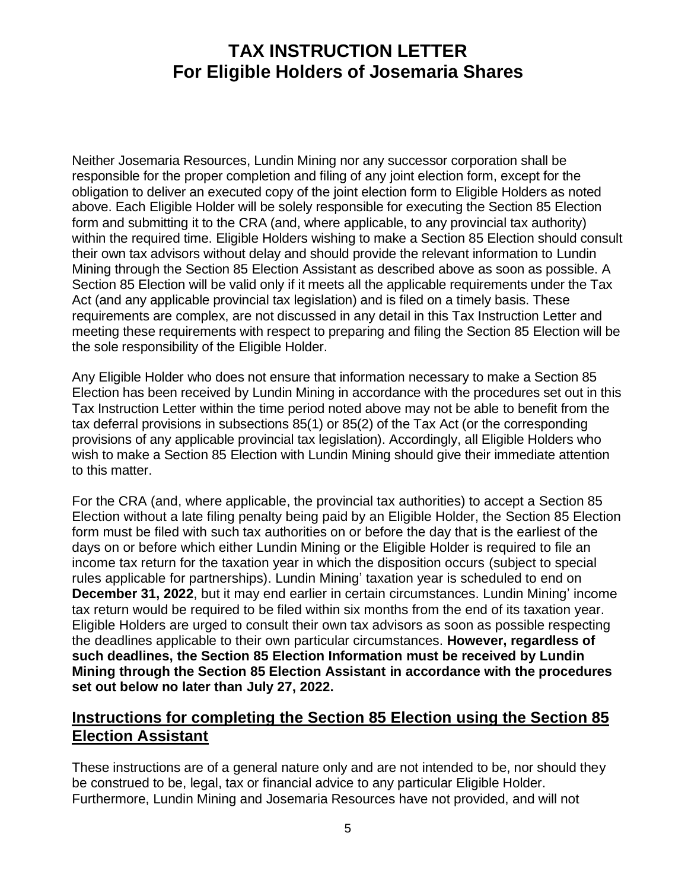# TAX INSTRUCTION LETTER
# For Eligible Holders of Josemaria Shares

Neither Josemaria Resources, Lundin Mining nor any successor corporation shall be responsible for the proper completion and filing of any joint election form, except for the obligation to deliver an executed copy of the joint election form to Eligible Holders as noted above. Each Eligible Holder will be solely responsible for executing the Section 85 Election form and submitting it to the CRA (and, where applicable, to any provincial tax authority) within the required time. Eligible Holders wishing to make a Section 85 Election should consult their own tax advisors without delay and should provide the relevant information to Lundin Mining through the Section 85 Election Assistant as described above as soon as possible. A Section 85 Election will be valid only if it meets all the applicable requirements under the Tax Act (and any applicable provincial tax legislation) and is filed on a timely basis. These requirements are complex, are not discussed in any detail in this Tax Instruction Letter and meeting these requirements with respect to preparing and filing the Section 85 Election will be the sole responsibility of the Eligible Holder.

Any Eligible Holder who does not ensure that information necessary to make a Section 85 Election has been received by Lundin Mining in accordance with the procedures set out in this Tax Instruction Letter within the time period noted above may not be able to benefit from the tax deferral provisions in subsections 85(1) or 85(2) of the Tax Act (or the corresponding provisions of any applicable provincial tax legislation). Accordingly, all Eligible Holders who wish to make a Section 85 Election with Lundin Mining should give their immediate attention to this matter.

For the CRA (and, where applicable, the provincial tax authorities) to accept a Section 85 Election without a late filing penalty being paid by an Eligible Holder, the Section 85 Election form must be filed with such tax authorities on or before the day that is the earliest of the days on or before which either Lundin Mining or the Eligible Holder is required to file an income tax return for the taxation year in which the disposition occurs (subject to special rules applicable for partnerships). Lundin Mining' taxation year is scheduled to end on **December 31, 2022**, but it may end earlier in certain circumstances. Lundin Mining' income tax return would be required to be filed within six months from the end of its taxation year. Eligible Holders are urged to consult their own tax advisors as soon as possible respecting the deadlines applicable to their own particular circumstances. **However, regardless of such deadlines, the Section 85 Election Information must be received by Lundin Mining through the Section 85 Election Assistant in accordance with the procedures set out below no later than July 27, 2022.**

## Instructions for completing the Section 85 Election using the Section 85 Election Assistant

These instructions are of a general nature only and are not intended to be, nor should they be construed to be, legal, tax or financial advice to any particular Eligible Holder. Furthermore, Lundin Mining and Josemaria Resources have not provided, and will not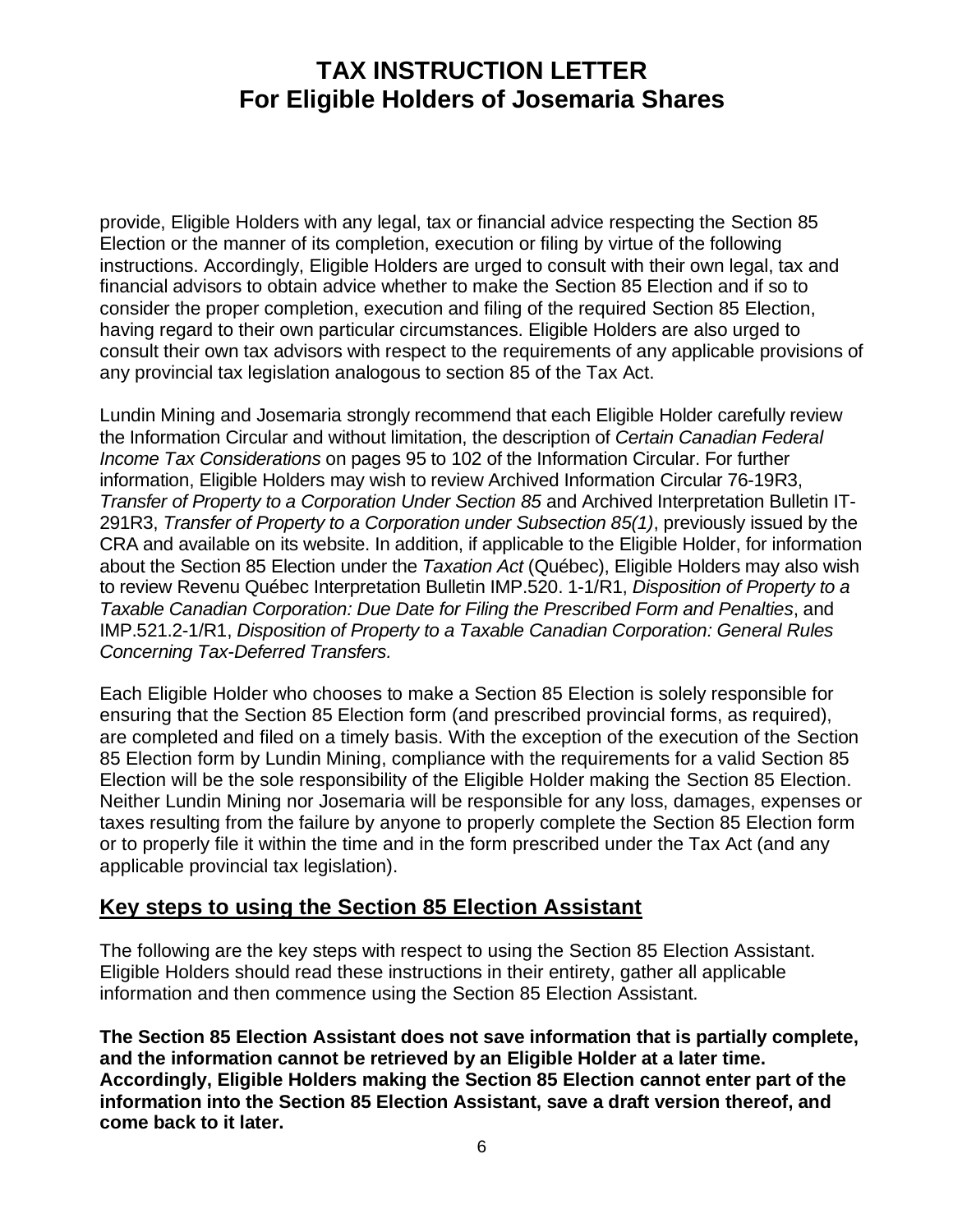provide, Eligible Holders with any legal, tax or financial advice respecting the Section 85 Election or the manner of its completion, execution or filing by virtue of the following instructions. Accordingly, Eligible Holders are urged to consult with their own legal, tax and financial advisors to obtain advice whether to make the Section 85 Election and if so to consider the proper completion, execution and filing of the required Section 85 Election, having regard to their own particular circumstances. Eligible Holders are also urged to consult their own tax advisors with respect to the requirements of any applicable provisions of any provincial tax legislation analogous to section 85 of the Tax Act.

Lundin Mining and Josemaria strongly recommend that each Eligible Holder carefully review the Information Circular and without limitation, the description of *Certain Canadian Federal Income Tax Considerations* on pages 95 to 102 of the Information Circular. For further information, Eligible Holders may wish to review Archived Information Circular 76-19R3, *Transfer of Property to a Corporation Under Section 85* and Archived Interpretation Bulletin IT-291R3, *Transfer of Property to a Corporation under Subsection 85(1)*, previously issued by the CRA and available on its website. In addition, if applicable to the Eligible Holder, for information about the Section 85 Election under the *Taxation Act* (Québec), Eligible Holders may also wish to review Revenu Québec Interpretation Bulletin IMP.520. 1-1/R1, *Disposition of Property to a Taxable Canadian Corporation: Due Date for Filing the Prescribed Form and Penalties*, and IMP.521.2-1/R1, *Disposition of Property to a Taxable Canadian Corporation: General Rules Concerning Tax-Deferred Transfers.*

Each Eligible Holder who chooses to make a Section 85 Election is solely responsible for ensuring that the Section 85 Election form (and prescribed provincial forms, as required), are completed and filed on a timely basis. With the exception of the execution of the Section 85 Election form by Lundin Mining, compliance with the requirements for a valid Section 85 Election will be the sole responsibility of the Eligible Holder making the Section 85 Election. Neither Lundin Mining nor Josemaria will be responsible for any loss, damages, expenses or taxes resulting from the failure by anyone to properly complete the Section 85 Election form or to properly file it within the time and in the form prescribed under the Tax Act (and any applicable provincial tax legislation).

## Key steps to using the Section 85 Election Assistant

The following are the key steps with respect to using the Section 85 Election Assistant. Eligible Holders should read these instructions in their entirety, gather all applicable information and then commence using the Section 85 Election Assistant.

**The Section 85 Election Assistant does not save information that is partially complete, and the information cannot be retrieved by an Eligible Holder at a later time. Accordingly, Eligible Holders making the Section 85 Election cannot enter part of the information into the Section 85 Election Assistant, save a draft version thereof, and come back to it later.**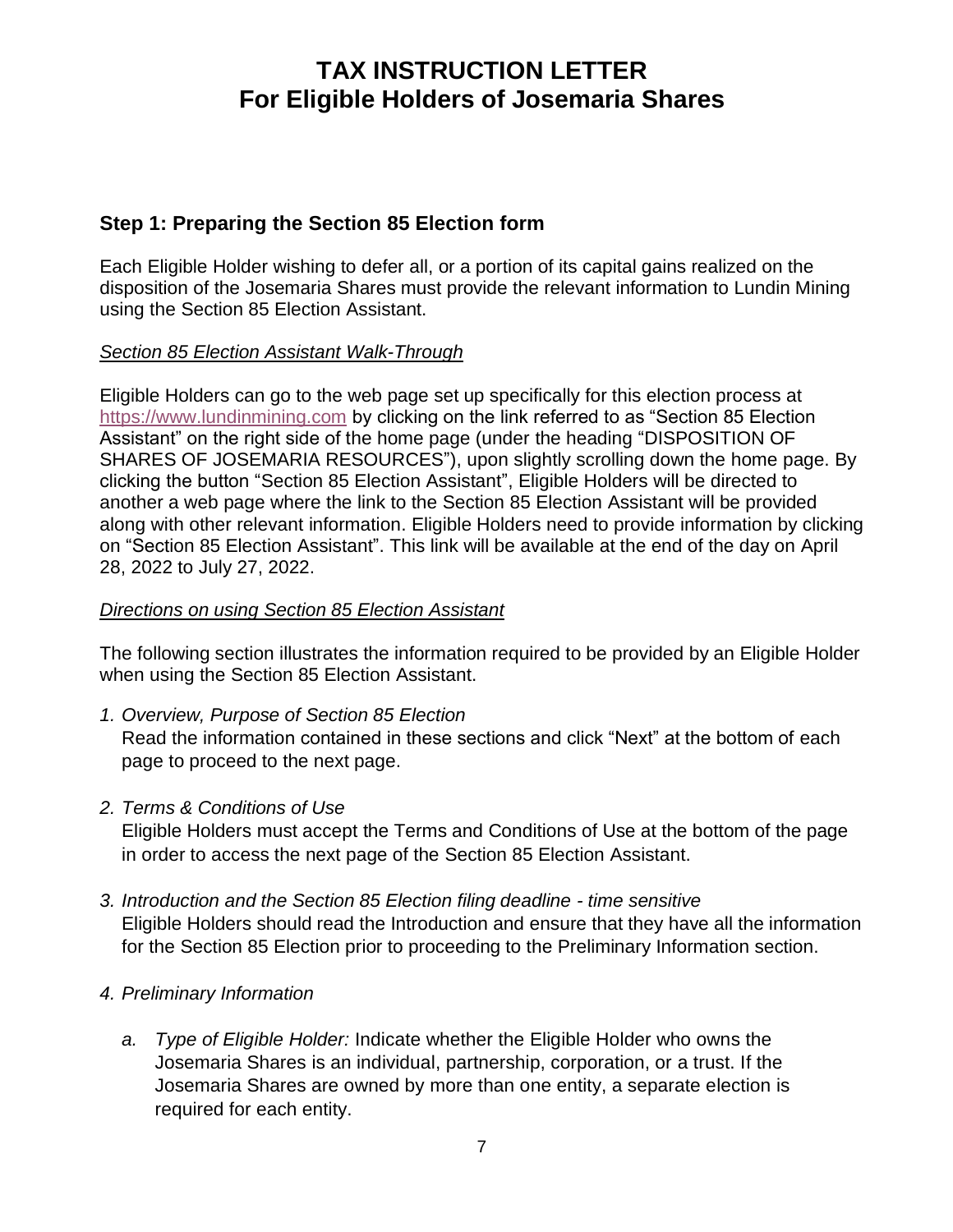# TAX INSTRUCTION LETTER
# For Eligible Holders of Josemaria Shares

## Step 1: Preparing the Section 85 Election form

Each Eligible Holder wishing to defer all, or a portion of its capital gains realized on the disposition of the Josemaria Shares must provide the relevant information to Lundin Mining using the Section 85 Election Assistant.

*Section 85 Election Assistant Walk-Through*

Eligible Holders can go to the web page set up specifically for this election process at https://www.lundinmining.com by clicking on the link referred to as "Section 85 Election Assistant" on the right side of the home page (under the heading "DISPOSITION OF SHARES OF JOSEMARIA RESOURCES"), upon slightly scrolling down the home page. By clicking the button "Section 85 Election Assistant", Eligible Holders will be directed to another a web page where the link to the Section 85 Election Assistant will be provided along with other relevant information. Eligible Holders need to provide information by clicking on "Section 85 Election Assistant". This link will be available at the end of the day on April 28, 2022 to July 27, 2022.

*Directions on using Section 85 Election Assistant*

The following section illustrates the information required to be provided by an Eligible Holder when using the Section 85 Election Assistant.

1. *Overview, Purpose of Section 85 Election*
   Read the information contained in these sections and click "Next" at the bottom of each page to proceed to the next page.

2. *Terms & Conditions of Use*
   Eligible Holders must accept the Terms and Conditions of Use at the bottom of the page in order to access the next page of the Section 85 Election Assistant.

3. *Introduction and the Section 85 Election filing deadline - time sensitive*
   Eligible Holders should read the Introduction and ensure that they have all the information for the Section 85 Election prior to proceeding to the Preliminary Information section.

4. *Preliminary Information*

   a. *Type of Eligible Holder:* Indicate whether the Eligible Holder who owns the Josemaria Shares is an individual, partnership, corporation, or a trust. If the Josemaria Shares are owned by more than one entity, a separate election is required for each entity.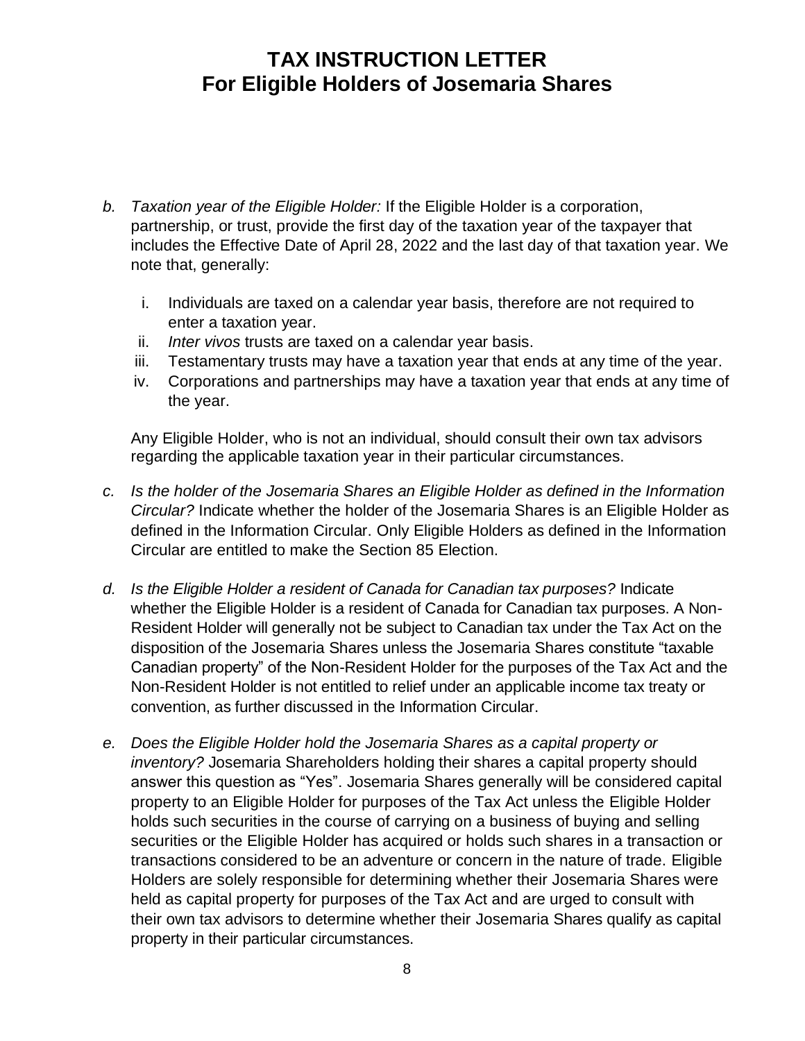# TAX INSTRUCTION LETTER
# For Eligible Holders of Josemaria Shares

b. *Taxation year of the Eligible Holder:* If the Eligible Holder is a corporation, partnership, or trust, provide the first day of the taxation year of the taxpayer that includes the Effective Date of April 28, 2022 and the last day of that taxation year. We note that, generally:

   i. Individuals are taxed on a calendar year basis, therefore are not required to enter a taxation year.
   ii. *Inter vivos* trusts are taxed on a calendar year basis.
   iii. Testamentary trusts may have a taxation year that ends at any time of the year.
   iv. Corporations and partnerships may have a taxation year that ends at any time of the year.

   Any Eligible Holder, who is not an individual, should consult their own tax advisors regarding the applicable taxation year in their particular circumstances.

c. *Is the holder of the Josemaria Shares an Eligible Holder as defined in the Information Circular?* Indicate whether the holder of the Josemaria Shares is an Eligible Holder as defined in the Information Circular. Only Eligible Holders as defined in the Information Circular are entitled to make the Section 85 Election.

d. *Is the Eligible Holder a resident of Canada for Canadian tax purposes?* Indicate whether the Eligible Holder is a resident of Canada for Canadian tax purposes. A Non-Resident Holder will generally not be subject to Canadian tax under the Tax Act on the disposition of the Josemaria Shares unless the Josemaria Shares constitute "taxable Canadian property" of the Non-Resident Holder for the purposes of the Tax Act and the Non-Resident Holder is not entitled to relief under an applicable income tax treaty or convention, as further discussed in the Information Circular.

e. *Does the Eligible Holder hold the Josemaria Shares as a capital property or inventory?* Josemaria Shareholders holding their shares a capital property should answer this question as "Yes". Josemaria Shares generally will be considered capital property to an Eligible Holder for purposes of the Tax Act unless the Eligible Holder holds such securities in the course of carrying on a business of buying and selling securities or the Eligible Holder has acquired or holds such shares in a transaction or transactions considered to be an adventure or concern in the nature of trade. Eligible Holders are solely responsible for determining whether their Josemaria Shares were held as capital property for purposes of the Tax Act and are urged to consult with their own tax advisors to determine whether their Josemaria Shares qualify as capital property in their particular circumstances.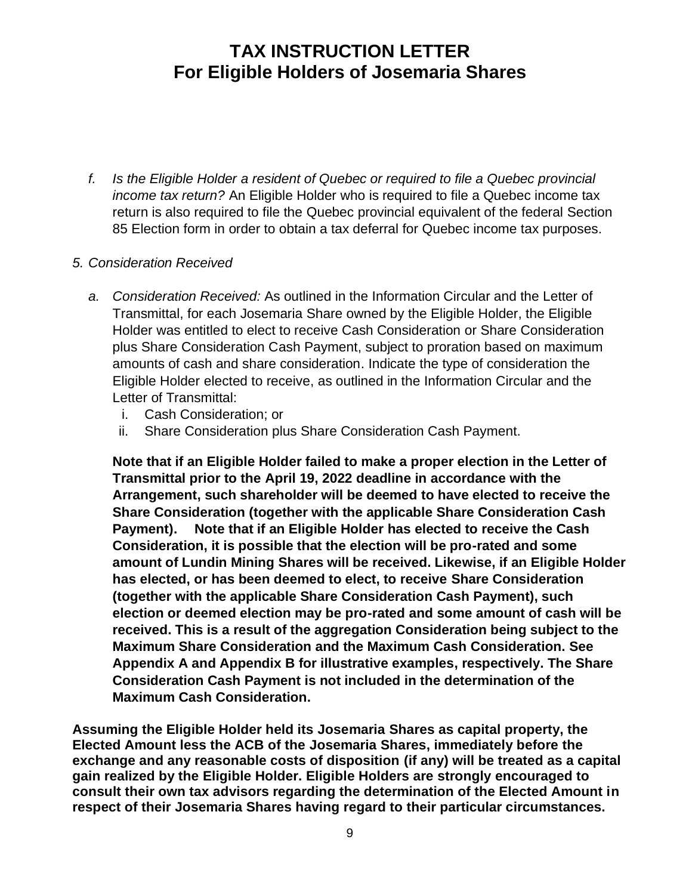# TAX INSTRUCTION LETTER
# For Eligible Holders of Josemaria Shares

f. *Is the Eligible Holder a resident of Quebec or required to file a Quebec provincial income tax return?* An Eligible Holder who is required to file a Quebec income tax return is also required to file the Quebec provincial equivalent of the federal Section 85 Election form in order to obtain a tax deferral for Quebec income tax purposes.

5. *Consideration Received*

   a. *Consideration Received:* As outlined in the Information Circular and the Letter of Transmittal, for each Josemaria Share owned by the Eligible Holder, the Eligible Holder was entitled to elect to receive Cash Consideration or Share Consideration plus Share Consideration Cash Payment, subject to proration based on maximum amounts of cash and share consideration. Indicate the type of consideration the Eligible Holder elected to receive, as outlined in the Information Circular and the Letter of Transmittal:
      i. Cash Consideration; or
      ii. Share Consideration plus Share Consideration Cash Payment.

   **Note that if an Eligible Holder failed to make a proper election in the Letter of Transmittal prior to the April 19, 2022 deadline in accordance with the Arrangement, such shareholder will be deemed to have elected to receive the Share Consideration (together with the applicable Share Consideration Cash Payment). Note that if an Eligible Holder has elected to receive the Cash Consideration, it is possible that the election will be pro-rated and some amount of Lundin Mining Shares will be received. Likewise, if an Eligible Holder has elected, or has been deemed to elect, to receive Share Consideration (together with the applicable Share Consideration Cash Payment), such election or deemed election may be pro-rated and some amount of cash will be received. This is a result of the aggregation Consideration being subject to the Maximum Share Consideration and the Maximum Cash Consideration. See Appendix A and Appendix B for illustrative examples, respectively. The Share Consideration Cash Payment is not included in the determination of the Maximum Cash Consideration.**

**Assuming the Eligible Holder held its Josemaria Shares as capital property, the Elected Amount less the ACB of the Josemaria Shares, immediately before the exchange and any reasonable costs of disposition (if any) will be treated as a capital gain realized by the Eligible Holder. Eligible Holders are strongly encouraged to consult their own tax advisors regarding the determination of the Elected Amount in respect of their Josemaria Shares having regard to their particular circumstances.**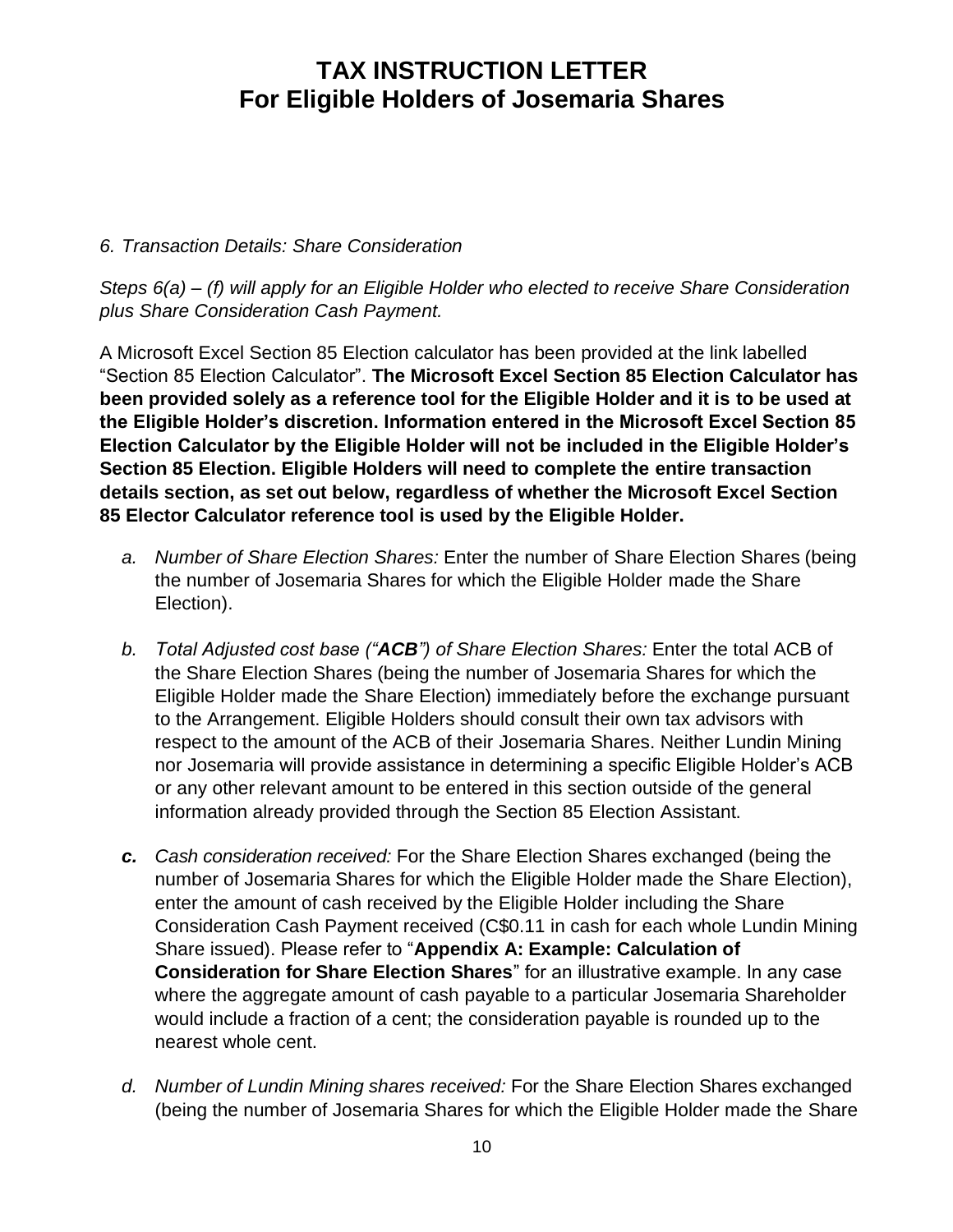# TAX INSTRUCTION LETTER
# For Eligible Holders of Josemaria Shares

*6. Transaction Details: Share Consideration*

*Steps 6(a) – (f) will apply for an Eligible Holder who elected to receive Share Consideration plus Share Consideration Cash Payment.*

A Microsoft Excel Section 85 Election calculator has been provided at the link labelled "Section 85 Election Calculator". **The Microsoft Excel Section 85 Election Calculator has been provided solely as a reference tool for the Eligible Holder and it is to be used at the Eligible Holder's discretion. Information entered in the Microsoft Excel Section 85 Election Calculator by the Eligible Holder will not be included in the Eligible Holder's Section 85 Election. Eligible Holders will need to complete the entire transaction details section, as set out below, regardless of whether the Microsoft Excel Section 85 Elector Calculator reference tool is used by the Eligible Holder.**

a. *Number of Share Election Shares:* Enter the number of Share Election Shares (being the number of Josemaria Shares for which the Eligible Holder made the Share Election).

b. *Total Adjusted cost base ("**ACB**") of Share Election Shares:* Enter the total ACB of the Share Election Shares (being the number of Josemaria Shares for which the Eligible Holder made the Share Election) immediately before the exchange pursuant to the Arrangement. Eligible Holders should consult their own tax advisors with respect to the amount of the ACB of their Josemaria Shares. Neither Lundin Mining nor Josemaria will provide assistance in determining a specific Eligible Holder's ACB or any other relevant amount to be entered in this section outside of the general information already provided through the Section 85 Election Assistant.

***c.*** *Cash consideration received:* For the Share Election Shares exchanged (being the number of Josemaria Shares for which the Eligible Holder made the Share Election), enter the amount of cash received by the Eligible Holder including the Share Consideration Cash Payment received (C$0.11 in cash for each whole Lundin Mining Share issued). Please refer to "**Appendix A: Example: Calculation of Consideration for Share Election Shares**" for an illustrative example. In any case where the aggregate amount of cash payable to a particular Josemaria Shareholder would include a fraction of a cent; the consideration payable is rounded up to the nearest whole cent.

d. *Number of Lundin Mining shares received:* For the Share Election Shares exchanged (being the number of Josemaria Shares for which the Eligible Holder made the Share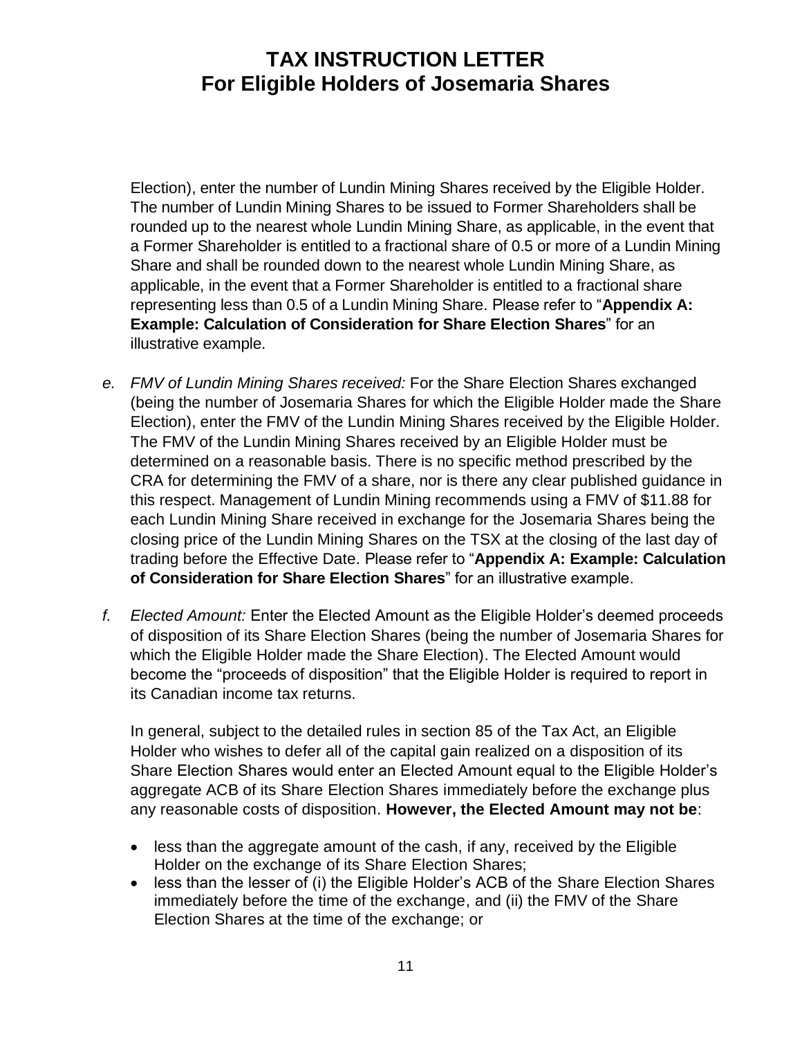Election), enter the number of Lundin Mining Shares received by the Eligible Holder. The number of Lundin Mining Shares to be issued to Former Shareholders shall be rounded up to the nearest whole Lundin Mining Share, as applicable, in the event that a Former Shareholder is entitled to a fractional share of 0.5 or more of a Lundin Mining Share and shall be rounded down to the nearest whole Lundin Mining Share, as applicable, in the event that a Former Shareholder is entitled to a fractional share representing less than 0.5 of a Lundin Mining Share. Please refer to "**Appendix A: Example: Calculation of Consideration for Share Election Shares**" for an illustrative example.

e. *FMV of Lundin Mining Shares received:* For the Share Election Shares exchanged (being the number of Josemaria Shares for which the Eligible Holder made the Share Election), enter the FMV of the Lundin Mining Shares received by the Eligible Holder. The FMV of the Lundin Mining Shares received by an Eligible Holder must be determined on a reasonable basis. There is no specific method prescribed by the CRA for determining the FMV of a share, nor is there any clear published guidance in this respect. Management of Lundin Mining recommends using a FMV of $11.88 for each Lundin Mining Share received in exchange for the Josemaria Shares being the closing price of the Lundin Mining Shares on the TSX at the closing of the last day of trading before the Effective Date. Please refer to "**Appendix A: Example: Calculation of Consideration for Share Election Shares**" for an illustrative example.

f. *Elected Amount:* Enter the Elected Amount as the Eligible Holder's deemed proceeds of disposition of its Share Election Shares (being the number of Josemaria Shares for which the Eligible Holder made the Share Election). The Elected Amount would become the "proceeds of disposition" that the Eligible Holder is required to report in its Canadian income tax returns.

   In general, subject to the detailed rules in section 85 of the Tax Act, an Eligible Holder who wishes to defer all of the capital gain realized on a disposition of its Share Election Shares would enter an Elected Amount equal to the Eligible Holder's aggregate ACB of its Share Election Shares immediately before the exchange plus any reasonable costs of disposition. **However, the Elected Amount may not be**:

   - less than the aggregate amount of the cash, if any, received by the Eligible Holder on the exchange of its Share Election Shares;
   - less than the lesser of (i) the Eligible Holder's ACB of the Share Election Shares immediately before the time of the exchange, and (ii) the FMV of the Share Election Shares at the time of the exchange; or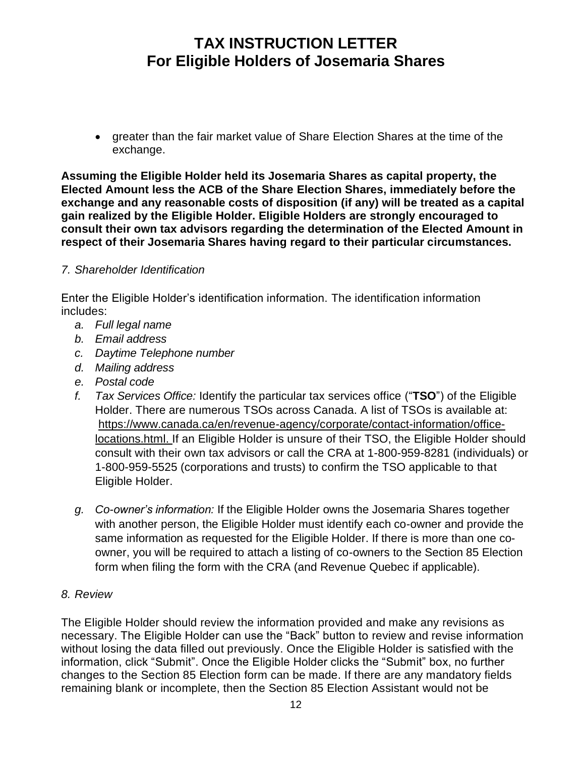- greater than the fair market value of Share Election Shares at the time of the exchange.

**Assuming the Eligible Holder held its Josemaria Shares as capital property, the Elected Amount less the ACB of the Share Election Shares, immediately before the exchange and any reasonable costs of disposition (if any) will be treated as a capital gain realized by the Eligible Holder. Eligible Holders are strongly encouraged to consult their own tax advisors regarding the determination of the Elected Amount in respect of their Josemaria Shares having regard to their particular circumstances.**

*7. Shareholder Identification*

Enter the Eligible Holder's identification information. The identification information includes:

a. *Full legal name*
b. *Email address*
c. *Daytime Telephone number*
d. *Mailing address*
e. *Postal code*
f. *Tax Services Office:* Identify the particular tax services office ("**TSO**") of the Eligible Holder. There are numerous TSOs across Canada. A list of TSOs is available at: https://www.canada.ca/en/revenue-agency/corporate/contact-information/office-locations.html. If an Eligible Holder is unsure of their TSO, the Eligible Holder should consult with their own tax advisors or call the CRA at 1-800-959-8281 (individuals) or 1-800-959-5525 (corporations and trusts) to confirm the TSO applicable to that Eligible Holder.
g. *Co-owner's information:* If the Eligible Holder owns the Josemaria Shares together with another person, the Eligible Holder must identify each co-owner and provide the same information as requested for the Eligible Holder. If there is more than one co-owner, you will be required to attach a listing of co-owners to the Section 85 Election form when filing the form with the CRA (and Revenue Quebec if applicable).

*8. Review*

The Eligible Holder should review the information provided and make any revisions as necessary. The Eligible Holder can use the "Back" button to review and revise information without losing the data filled out previously. Once the Eligible Holder is satisfied with the information, click "Submit". Once the Eligible Holder clicks the "Submit" box, no further changes to the Section 85 Election form can be made. If there are any mandatory fields remaining blank or incomplete, then the Section 85 Election Assistant would not be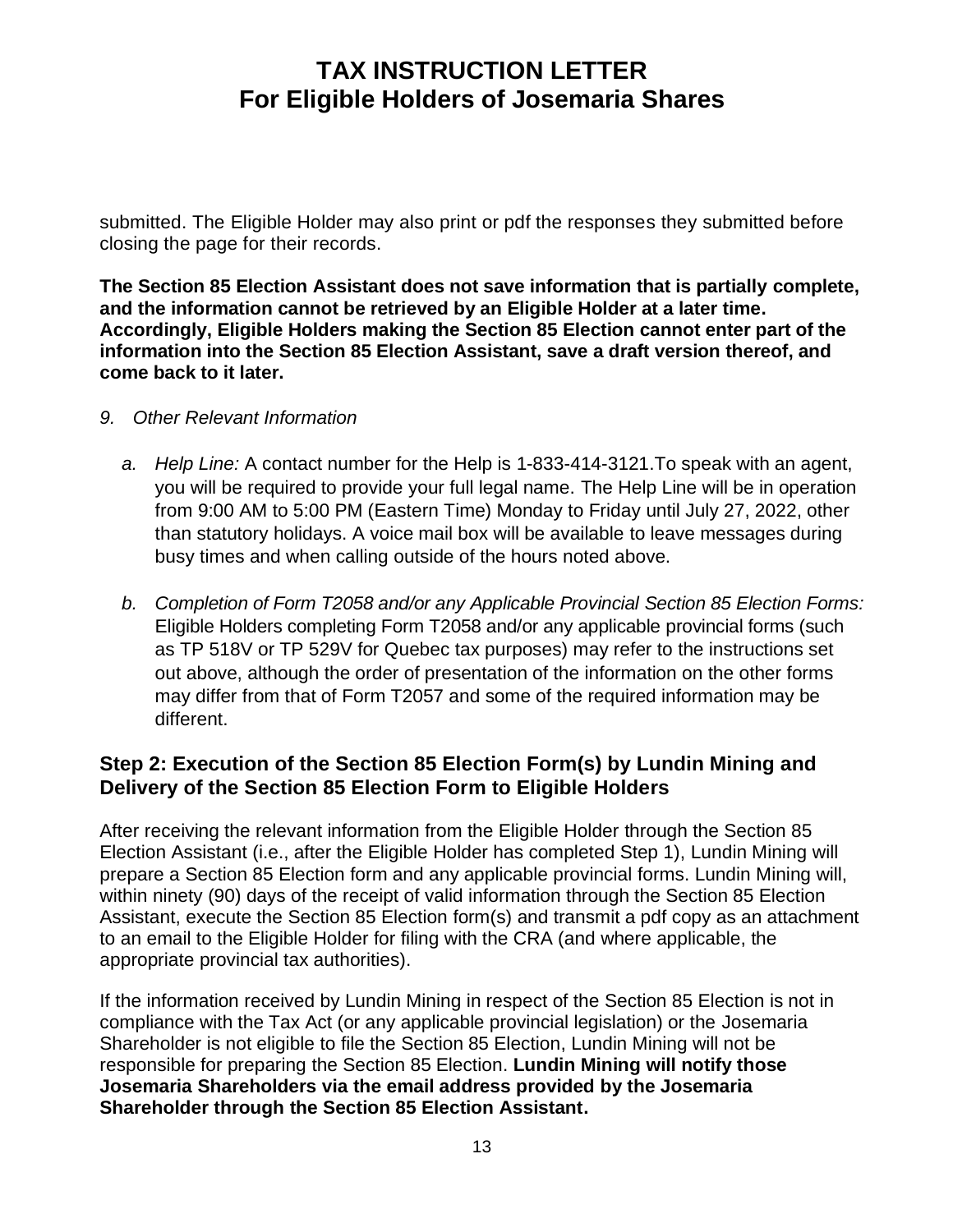submitted. The Eligible Holder may also print or pdf the responses they submitted before closing the page for their records.

**The Section 85 Election Assistant does not save information that is partially complete, and the information cannot be retrieved by an Eligible Holder at a later time. Accordingly, Eligible Holders making the Section 85 Election cannot enter part of the information into the Section 85 Election Assistant, save a draft version thereof, and come back to it later.**

9. *Other Relevant Information*

   a. *Help Line:* A contact number for the Help is 1-833-414-3121.To speak with an agent, you will be required to provide your full legal name. The Help Line will be in operation from 9:00 AM to 5:00 PM (Eastern Time) Monday to Friday until July 27, 2022, other than statutory holidays. A voice mail box will be available to leave messages during busy times and when calling outside of the hours noted above.

   b. *Completion of Form T2058 and/or any Applicable Provincial Section 85 Election Forms:* Eligible Holders completing Form T2058 and/or any applicable provincial forms (such as TP 518V or TP 529V for Quebec tax purposes) may refer to the instructions set out above, although the order of presentation of the information on the other forms may differ from that of Form T2057 and some of the required information may be different.

## Step 2: Execution of the Section 85 Election Form(s) by Lundin Mining and Delivery of the Section 85 Election Form to Eligible Holders

After receiving the relevant information from the Eligible Holder through the Section 85 Election Assistant (i.e., after the Eligible Holder has completed Step 1), Lundin Mining will prepare a Section 85 Election form and any applicable provincial forms. Lundin Mining will, within ninety (90) days of the receipt of valid information through the Section 85 Election Assistant, execute the Section 85 Election form(s) and transmit a pdf copy as an attachment to an email to the Eligible Holder for filing with the CRA (and where applicable, the appropriate provincial tax authorities).

If the information received by Lundin Mining in respect of the Section 85 Election is not in compliance with the Tax Act (or any applicable provincial legislation) or the Josemaria Shareholder is not eligible to file the Section 85 Election, Lundin Mining will not be responsible for preparing the Section 85 Election. **Lundin Mining will notify those Josemaria Shareholders via the email address provided by the Josemaria Shareholder through the Section 85 Election Assistant.**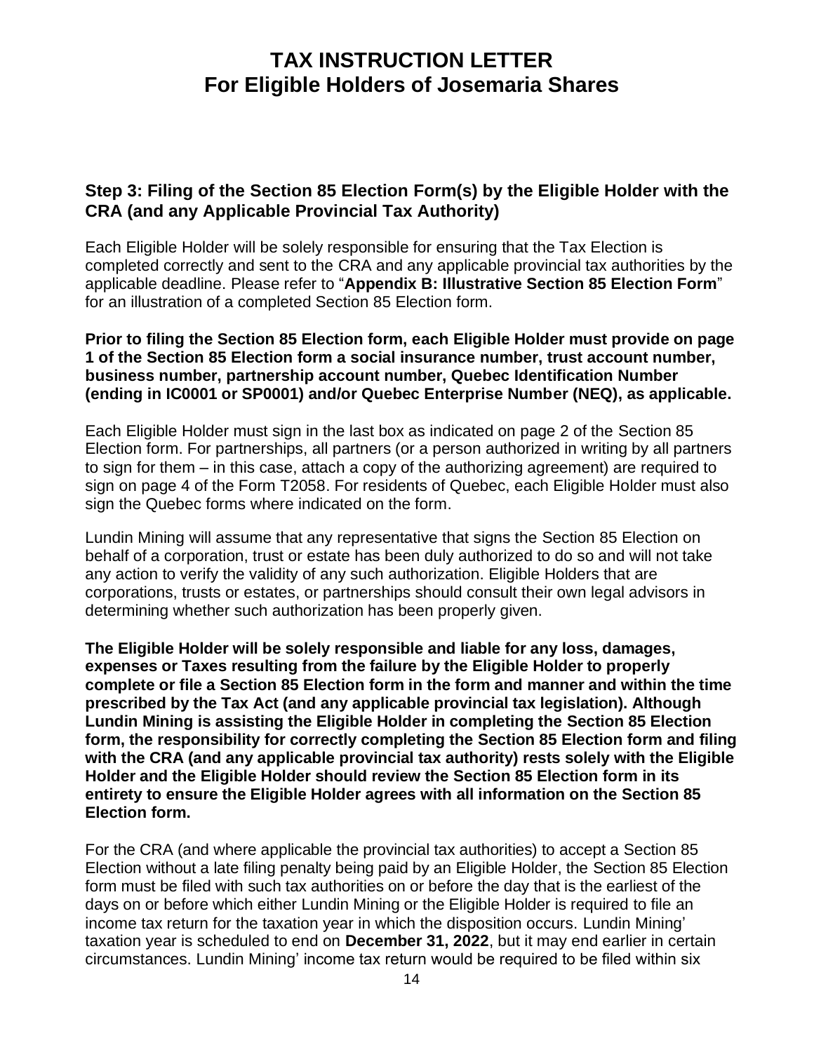# TAX INSTRUCTION LETTER
# For Eligible Holders of Josemaria Shares

## Step 3: Filing of the Section 85 Election Form(s) by the Eligible Holder with the CRA (and any Applicable Provincial Tax Authority)

Each Eligible Holder will be solely responsible for ensuring that the Tax Election is completed correctly and sent to the CRA and any applicable provincial tax authorities by the applicable deadline. Please refer to "**Appendix B: Illustrative Section 85 Election Form**" for an illustration of a completed Section 85 Election form.

**Prior to filing the Section 85 Election form, each Eligible Holder must provide on page 1 of the Section 85 Election form a social insurance number, trust account number, business number, partnership account number, Quebec Identification Number (ending in IC0001 or SP0001) and/or Quebec Enterprise Number (NEQ), as applicable.**

Each Eligible Holder must sign in the last box as indicated on page 2 of the Section 85 Election form. For partnerships, all partners (or a person authorized in writing by all partners to sign for them – in this case, attach a copy of the authorizing agreement) are required to sign on page 4 of the Form T2058. For residents of Quebec, each Eligible Holder must also sign the Quebec forms where indicated on the form.

Lundin Mining will assume that any representative that signs the Section 85 Election on behalf of a corporation, trust or estate has been duly authorized to do so and will not take any action to verify the validity of any such authorization. Eligible Holders that are corporations, trusts or estates, or partnerships should consult their own legal advisors in determining whether such authorization has been properly given.

**The Eligible Holder will be solely responsible and liable for any loss, damages, expenses or Taxes resulting from the failure by the Eligible Holder to properly complete or file a Section 85 Election form in the form and manner and within the time prescribed by the Tax Act (and any applicable provincial tax legislation). Although Lundin Mining is assisting the Eligible Holder in completing the Section 85 Election form, the responsibility for correctly completing the Section 85 Election form and filing with the CRA (and any applicable provincial tax authority) rests solely with the Eligible Holder and the Eligible Holder should review the Section 85 Election form in its entirety to ensure the Eligible Holder agrees with all information on the Section 85 Election form.**

For the CRA (and where applicable the provincial tax authorities) to accept a Section 85 Election without a late filing penalty being paid by an Eligible Holder, the Section 85 Election form must be filed with such tax authorities on or before the day that is the earliest of the days on or before which either Lundin Mining or the Eligible Holder is required to file an income tax return for the taxation year in which the disposition occurs. Lundin Mining' taxation year is scheduled to end on **December 31, 2022**, but it may end earlier in certain circumstances. Lundin Mining' income tax return would be required to be filed within six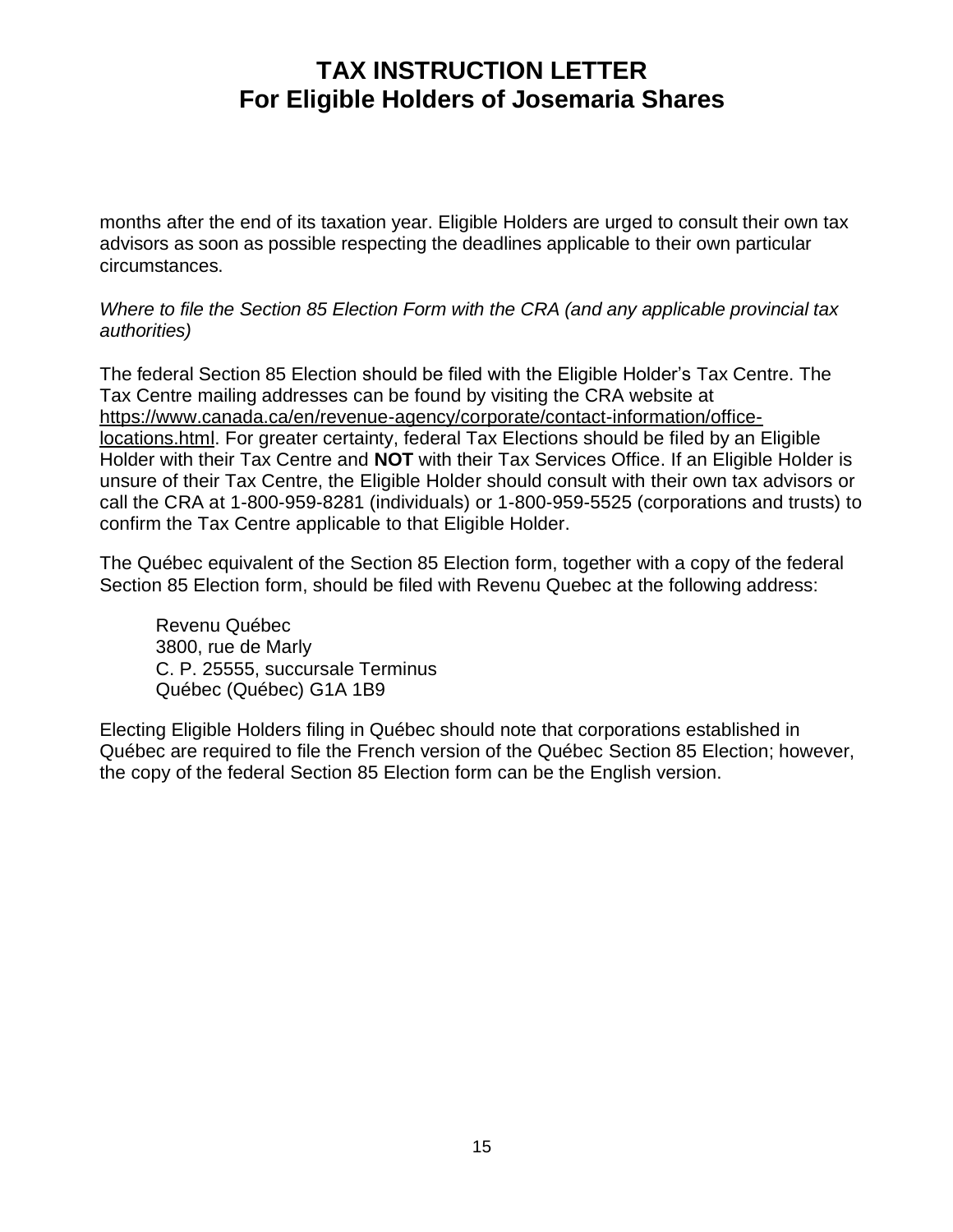months after the end of its taxation year. Eligible Holders are urged to consult their own tax advisors as soon as possible respecting the deadlines applicable to their own particular circumstances.

*Where to file the Section 85 Election Form with the CRA (and any applicable provincial tax authorities)*

The federal Section 85 Election should be filed with the Eligible Holder's Tax Centre. The Tax Centre mailing addresses can be found by visiting the CRA website at https://www.canada.ca/en/revenue-agency/corporate/contact-information/office-locations.html. For greater certainty, federal Tax Elections should be filed by an Eligible Holder with their Tax Centre and **NOT** with their Tax Services Office. If an Eligible Holder is unsure of their Tax Centre, the Eligible Holder should consult with their own tax advisors or call the CRA at 1-800-959-8281 (individuals) or 1-800-959-5525 (corporations and trusts) to confirm the Tax Centre applicable to that Eligible Holder.

The Québec equivalent of the Section 85 Election form, together with a copy of the federal Section 85 Election form, should be filed with Revenu Quebec at the following address:

Revenu Québec
3800, rue de Marly
C. P. 25555, succursale Terminus
Québec (Québec) G1A 1B9

Electing Eligible Holders filing in Québec should note that corporations established in Québec are required to file the French version of the Québec Section 85 Election; however, the copy of the federal Section 85 Election form can be the English version.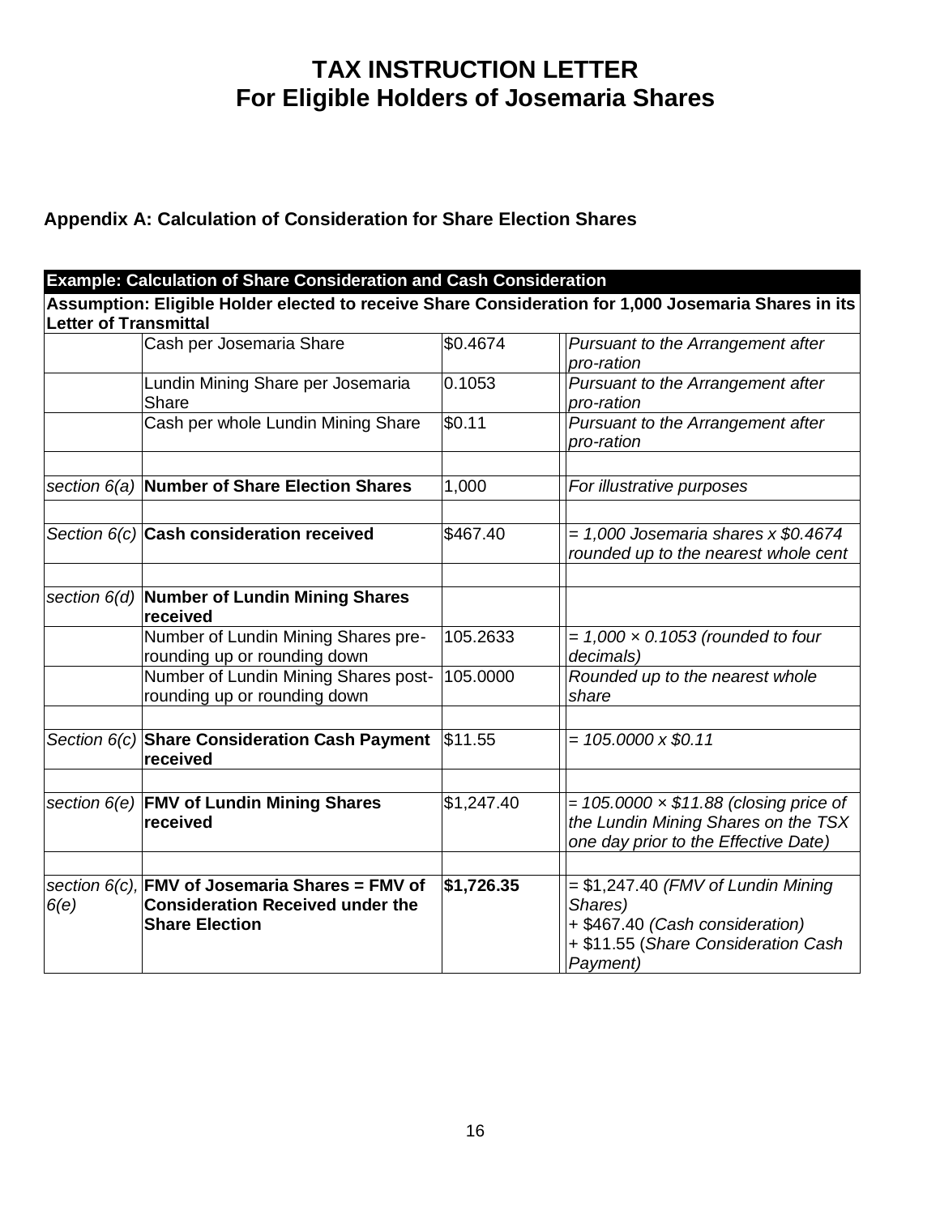# TAX INSTRUCTION LETTER
# For Eligible Holders of Josemaria Shares

## Appendix A: Calculation of Consideration for Share Election Shares

| **Example: Calculation of Share Consideration and Cash Consideration** | | | |
|---|---|---|---|
| **Assumption: Eligible Holder elected to receive Share Consideration for 1,000 Josemaria Shares in its Letter of Transmittal** | | | |
| | Cash per Josemaria Share | $0.4674 | *Pursuant to the Arrangement after pro-ration* |
| | Lundin Mining Share per Josemaria Share | 0.1053 | *Pursuant to the Arrangement after pro-ration* |
| | Cash per whole Lundin Mining Share | $0.11 | *Pursuant to the Arrangement after pro-ration* |
| | | | |
| *section 6(a)* | **Number of Share Election Shares** | 1,000 | *For illustrative purposes* |
| | | | |
| *Section 6(c)* | **Cash consideration received** | $467.40 | *= 1,000 Josemaria shares x $0.4674 rounded up to the nearest whole cent* |
| | | | |
| *section 6(d)* | **Number of Lundin Mining Shares received** | | |
| | Number of Lundin Mining Shares pre-rounding up or rounding down | 105.2633 | *= 1,000 × 0.1053 (rounded to four decimals)* |
| | Number of Lundin Mining Shares post-rounding up or rounding down | 105.0000 | *Rounded up to the nearest whole share* |
| | | | |
| *Section 6(c)* | **Share Consideration Cash Payment received** | $11.55 | *= 105.0000 x $0.11* |
| | | | |
| *section 6(e)* | **FMV of Lundin Mining Shares received** | $1,247.40 | *= 105.0000 × $11.88 (closing price of the Lundin Mining Shares on the TSX one day prior to the Effective Date)* |
| | | | |
| *section 6(c), 6(e)* | **FMV of Josemaria Shares = FMV of Consideration Received under the Share Election** | **$1,726.35** | = $1,247.40 *(FMV of Lundin Mining Shares)* + $467.40 *(Cash consideration)* + $11.55 (*Share Consideration Cash Payment)* |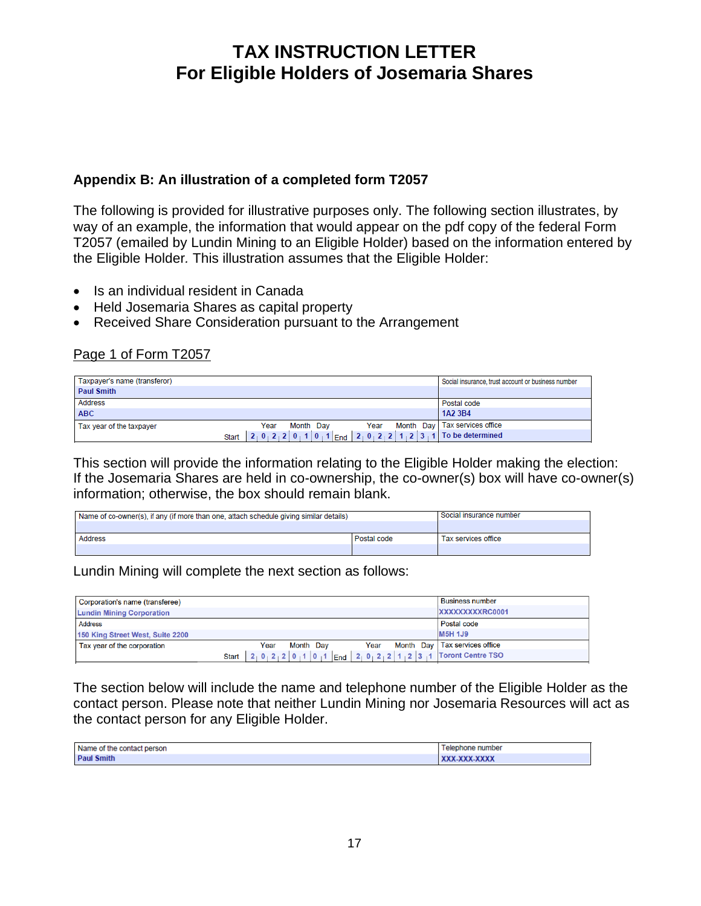# TAX INSTRUCTION LETTER
# For Eligible Holders of Josemaria Shares

## Appendix B: An illustration of a completed form T2057

The following is provided for illustrative purposes only. The following section illustrates, by way of an example, the information that would appear on the pdf copy of the federal Form T2057 (emailed by Lundin Mining to an Eligible Holder) based on the information entered by the Eligible Holder. This illustration assumes that the Eligible Holder:

- Is an individual resident in Canada
- Held Josemaria Shares as capital property
- Received Share Consideration pursuant to the Arrangement

Page 1 of Form T2057

| Taxpayer's name (transferor) | Social insurance, trust account or business number |
|---|---|
| Paul Smith | |
| Address | Postal code |
| ABC | 1A2 3B4 |
| Tax year of the taxpayer: Start (Year Month Day) 2022 01 01 – End (Year Month Day) 2022 12 31 | Tax services office |
| | To be determined |

This section will provide the information relating to the Eligible Holder making the election: If the Josemaria Shares are held in co-ownership, the co-owner(s) box will have co-owner(s) information; otherwise, the box should remain blank.

| Name of co-owner(s), if any (if more than one, attach schedule giving similar details) | | Social insurance number |
|---|---|---|
| | | |
| Address | Postal code | Tax services office |
| | | |

Lundin Mining will complete the next section as follows:

| Corporation's name (transferee) | Business number |
|---|---|
| Lundin Mining Corporation | XXXXXXXXXRC0001 |
| Address | Postal code |
| 150 King Street West, Suite 2200 | M5H 1J9 |
| Tax year of the corporation: Start (Year Month Day) 2022 01 01 – End (Year Month Day) 2022 12 31 | Tax services office |
| | Toront Centre TSO |

The section below will include the name and telephone number of the Eligible Holder as the contact person. Please note that neither Lundin Mining nor Josemaria Resources will act as the contact person for any Eligible Holder.

| Name of the contact person | Telephone number |
|---|---|
| Paul Smith | XXX-XXX-XXXX |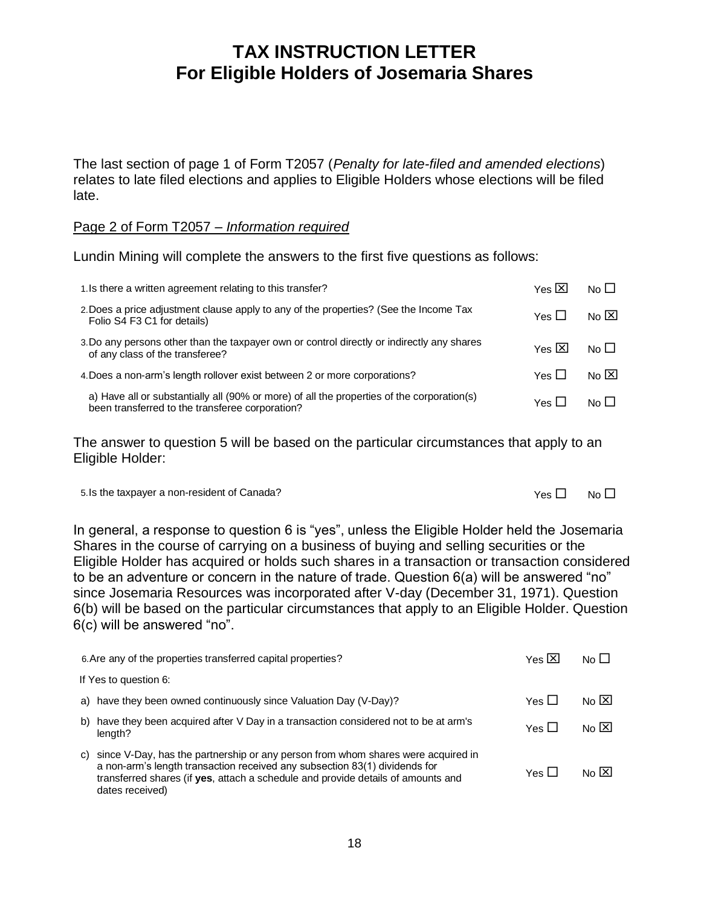# TAX INSTRUCTION LETTER
# For Eligible Holders of Josemaria Shares

The last section of page 1 of Form T2057 (*Penalty for late-filed and amended elections*) relates to late filed elections and applies to Eligible Holders whose elections will be filed late.

Page 2 of Form T2057 – *Information required*

Lundin Mining will complete the answers to the first five questions as follows:

| | | |
|---|---|---|
| 1. Is there a written agreement relating to this transfer? | Yes ☒ | No ☐ |
| 2. Does a price adjustment clause apply to any of the properties? (See the Income Tax Folio S4 F3 C1 for details) | Yes ☐ | No ☒ |
| 3. Do any persons other than the taxpayer own or control directly or indirectly any shares of any class of the transferee? | Yes ☒ | No ☐ |
| 4. Does a non-arm's length rollover exist between 2 or more corporations? | Yes ☐ | No ☒ |
| a) Have all or substantially all (90% or more) of all the properties of the corporation(s) been transferred to the transferee corporation? | Yes ☐ | No ☐ |

The answer to question 5 will be based on the particular circumstances that apply to an Eligible Holder:

| | | |
|---|---|---|
| 5. Is the taxpayer a non-resident of Canada? | Yes ☐ | No ☐ |

In general, a response to question 6 is "yes", unless the Eligible Holder held the Josemaria Shares in the course of carrying on a business of buying and selling securities or the Eligible Holder has acquired or holds such shares in a transaction or transaction considered to be an adventure or concern in the nature of trade. Question 6(a) will be answered "no" since Josemaria Resources was incorporated after V-day (December 31, 1971). Question 6(b) will be based on the particular circumstances that apply to an Eligible Holder. Question 6(c) will be answered "no".

| | | |
|---|---|---|
| 6. Are any of the properties transferred capital properties? | Yes ☒ | No ☐ |
| If Yes to question 6: | | |
| a) have they been owned continuously since Valuation Day (V-Day)? | Yes ☐ | No ☒ |
| b) have they been acquired after V Day in a transaction considered not to be at arm's length? | Yes ☐ | No ☒ |
| c) since V-Day, has the partnership or any person from whom shares were acquired in a non-arm's length transaction received any subsection 83(1) dividends for transferred shares (if **yes**, attach a schedule and provide details of amounts and dates received) | Yes ☐ | No ☒ |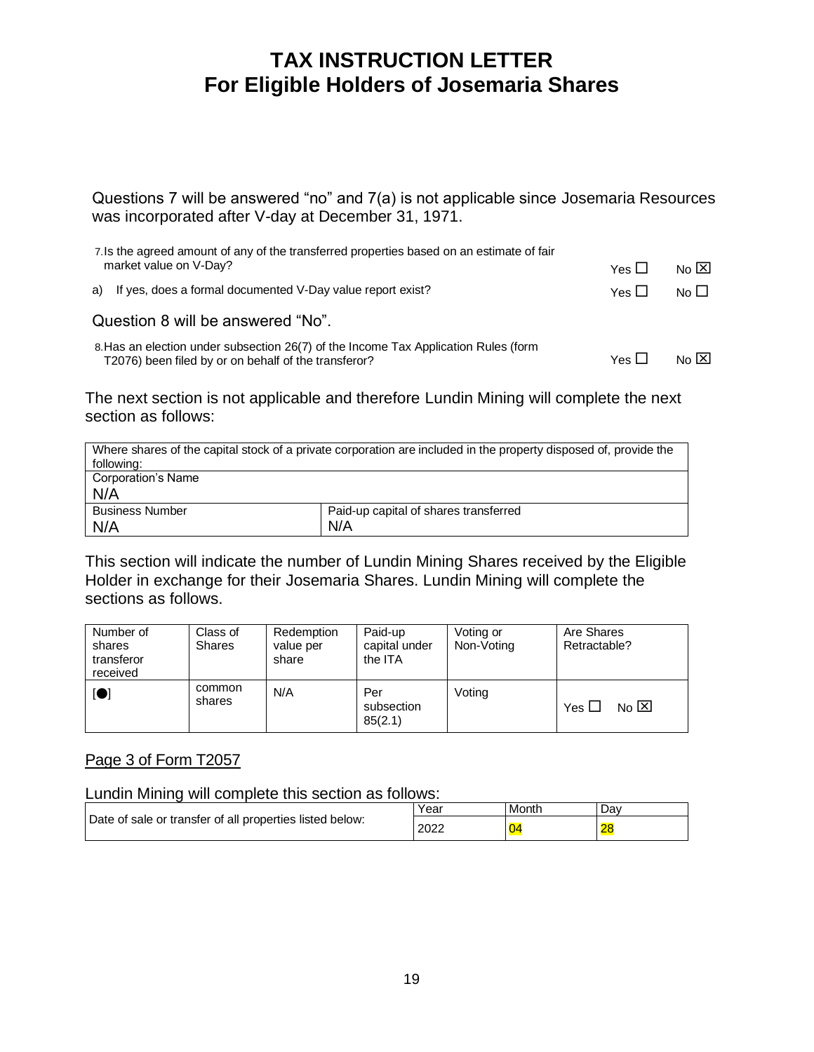# TAX INSTRUCTION LETTER
# For Eligible Holders of Josemaria Shares

Questions 7 will be answered "no" and 7(a) is not applicable since Josemaria Resources was incorporated after V-day at December 31, 1971.

| | | |
|---|---|---|
| 7. Is the agreed amount of any of the transferred properties based on an estimate of fair market value on V-Day? | Yes ☐ | No ☒ |
| a) If yes, does a formal documented V-Day value report exist? | Yes ☐ | No ☐ |

Question 8 will be answered "No".

| | | |
|---|---|---|
| 8. Has an election under subsection 26(7) of the Income Tax Application Rules (form T2076) been filed by or on behalf of the transferor? | Yes ☐ | No ☒ |

The next section is not applicable and therefore Lundin Mining will complete the next section as follows:

| Where shares of the capital stock of a private corporation are included in the property disposed of, provide the following: | |
|---|---|
| Corporation's Name<br>N/A | |
| Business Number<br>N/A | Paid-up capital of shares transferred<br>N/A |

This section will indicate the number of Lundin Mining Shares received by the Eligible Holder in exchange for their Josemaria Shares. Lundin Mining will complete the sections as follows.

| Number of shares transferor received | Class of Shares | Redemption value per share | Paid-up capital under the ITA | Voting or Non-Voting | Are Shares Retractable? |
|---|---|---|---|---|---|
| [●] | common shares | N/A | Per subsection 85(2.1) | Voting | Yes ☐ No ☒ |

Page 3 of Form T2057

Lundin Mining will complete this section as follows:

| | Year | Month | Day |
|---|---|---|---|
| Date of sale or transfer of all properties listed below: | 2022 | 04 | 28 |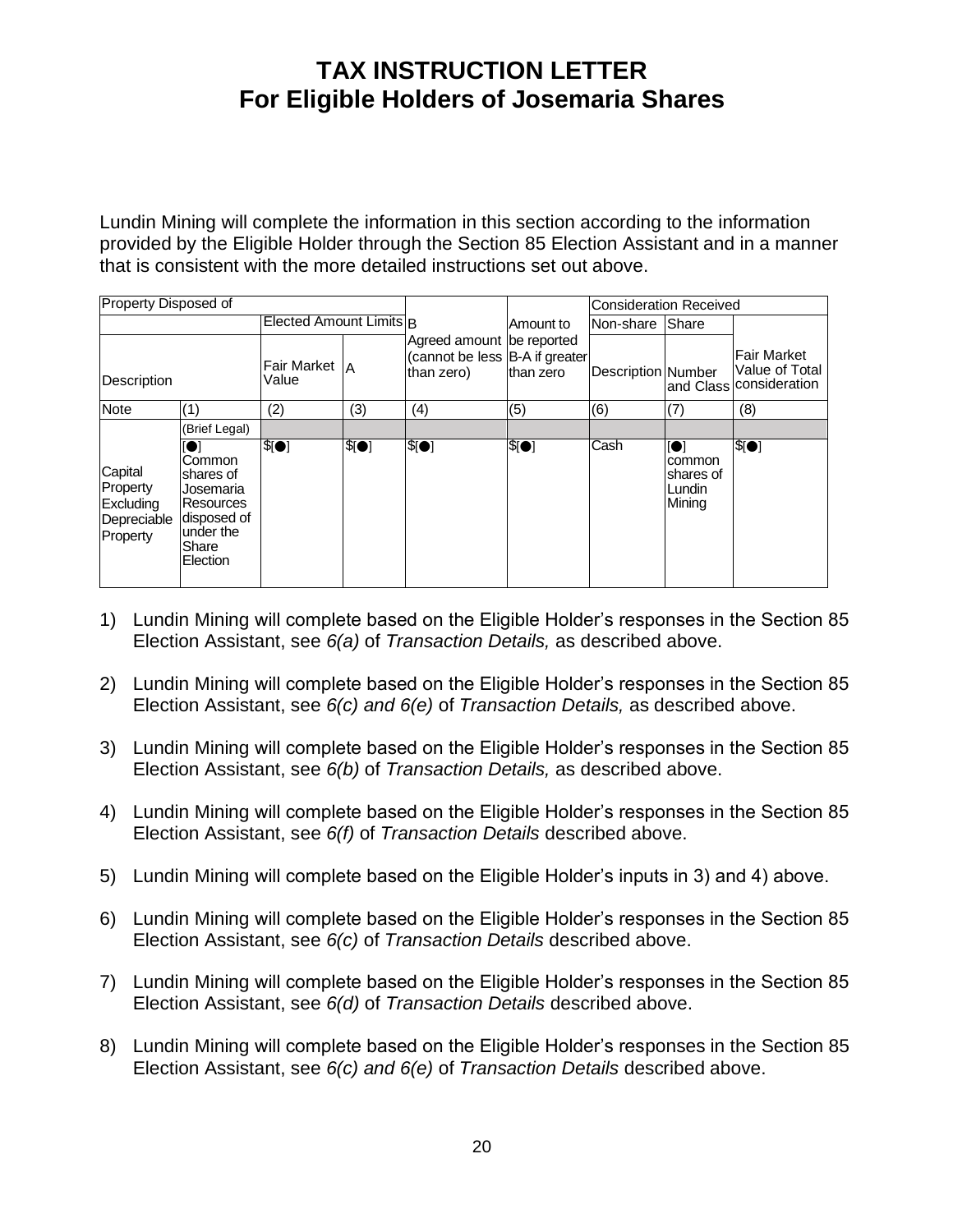# TAX INSTRUCTION LETTER
# For Eligible Holders of Josemaria Shares

Lundin Mining will complete the information in this section according to the information provided by the Eligible Holder through the Section 85 Election Assistant and in a manner that is consistent with the more detailed instructions set out above.

| Property Disposed of | | | | | | Consideration Received | | |
|---|---|---|---|---|---|---|---|---|
| | | Elected Amount Limits | | B | Amount to be reported B-A if greater than zero | Non-share | Share | |
| Description | | Fair Market Value | A | Agreed amount (cannot be less than zero) | | Description | Number and Class | Fair Market Value of Total consideration |
| Note | (1) | (2) | (3) | (4) | (5) | (6) | (7) | (8) |
| | (Brief Legal) | | | | | | | |
| Capital Property Excluding Depreciable Property | [●] Common shares of Josemaria Resources disposed of under the Share Election | $[●] | $[●] | $[●] | $[●] | Cash | [●] common shares of Lundin Mining | $[●] |

1) Lundin Mining will complete based on the Eligible Holder's responses in the Section 85 Election Assistant, see *6(a)* of *Transaction Details,* as described above.

2) Lundin Mining will complete based on the Eligible Holder's responses in the Section 85 Election Assistant, see *6(c) and 6(e)* of *Transaction Details,* as described above.

3) Lundin Mining will complete based on the Eligible Holder's responses in the Section 85 Election Assistant, see *6(b)* of *Transaction Details,* as described above.

4) Lundin Mining will complete based on the Eligible Holder's responses in the Section 85 Election Assistant, see *6(f)* of *Transaction Details* described above.

5) Lundin Mining will complete based on the Eligible Holder's inputs in 3) and 4) above.

6) Lundin Mining will complete based on the Eligible Holder's responses in the Section 85 Election Assistant, see *6(c)* of *Transaction Details* described above.

7) Lundin Mining will complete based on the Eligible Holder's responses in the Section 85 Election Assistant, see *6(d)* of *Transaction Details* described above.

8) Lundin Mining will complete based on the Eligible Holder's responses in the Section 85 Election Assistant, see *6(c) and 6(e)* of *Transaction Details* described above.